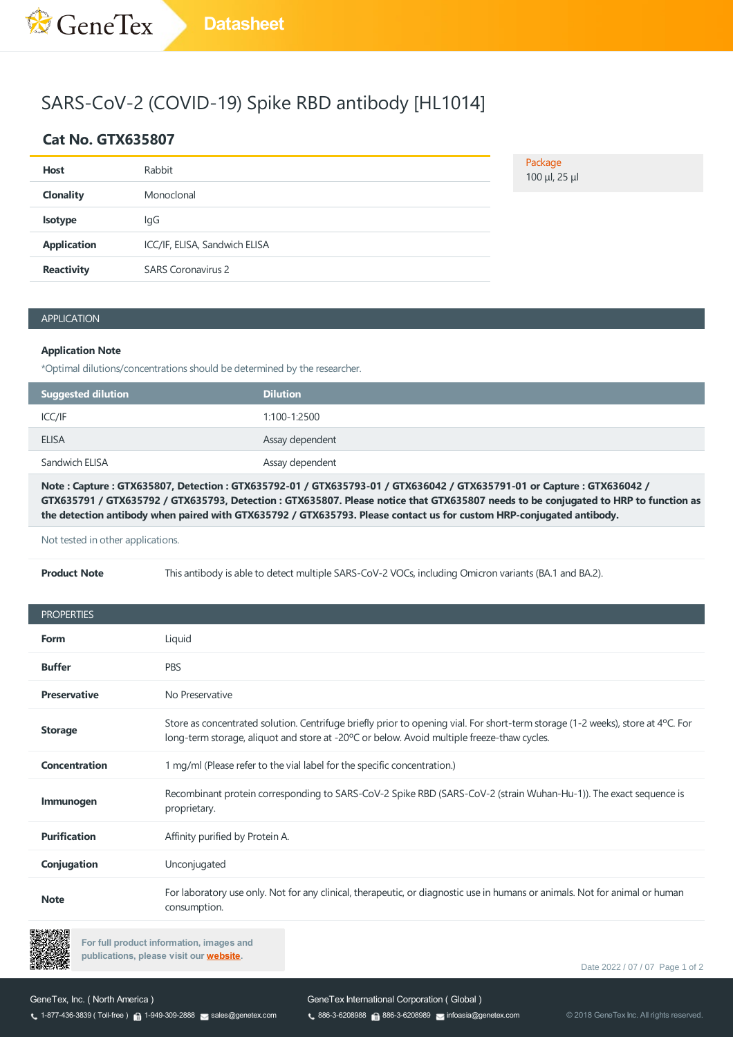# SARS-CoV-2 (COVID-19) Spike RBD antibody [HL1014]

## Cat No. GTX635807

| | |
|---|---|
| **Host** | Rabbit |
| **Clonality** | Monoclonal |
| **Isotype** | IgG |
| **Application** | ICC/IF, ELISA, Sandwich ELISA |
| **Reactivity** | SARS Coronavirus 2 |

Package
100 µl, 25 µl

## APPLICATION

**Application Note**

*Optimal dilutions/concentrations should be determined by the researcher.

| Suggested dilution | Dilution |
|---|---|
| ICC/IF | 1:100-1:2500 |
| ELISA | Assay dependent |
| Sandwich ELISA | Assay dependent |

**Note : Capture : GTX635807, Detection : GTX635792-01 / GTX635793-01 / GTX636042 / GTX635791-01 or Capture : GTX636042 / GTX635791 / GTX635792 / GTX635793, Detection : GTX635807. Please notice that GTX635807 needs to be conjugated to HRP to function as the detection antibody when paired with GTX635792 / GTX635793. Please contact us for custom HRP-conjugated antibody.**

Not tested in other applications.

**Product Note** This antibody is able to detect multiple SARS-CoV-2 VOCs, including Omicron variants (BA.1 and BA.2).

## PROPERTIES

| | |
|---|---|
| **Form** | Liquid |
| **Buffer** | PBS |
| **Preservative** | No Preservative |
| **Storage** | Store as concentrated solution. Centrifuge briefly prior to opening vial. For short-term storage (1-2 weeks), store at 4ºC. For long-term storage, aliquot and store at -20ºC or below. Avoid multiple freeze-thaw cycles. |
| **Concentration** | 1 mg/ml (Please refer to the vial label for the specific concentration.) |
| **Immunogen** | Recombinant protein corresponding to SARS-CoV-2 Spike RBD (SARS-CoV-2 (strain Wuhan-Hu-1)). The exact sequence is proprietary. |
| **Purification** | Affinity purified by Protein A. |
| **Conjugation** | Unconjugated |
| **Note** | For laboratory use only. Not for any clinical, therapeutic, or diagnostic use in humans or animals. Not for animal or human consumption. |

For full product information, images and publications, please visit our website.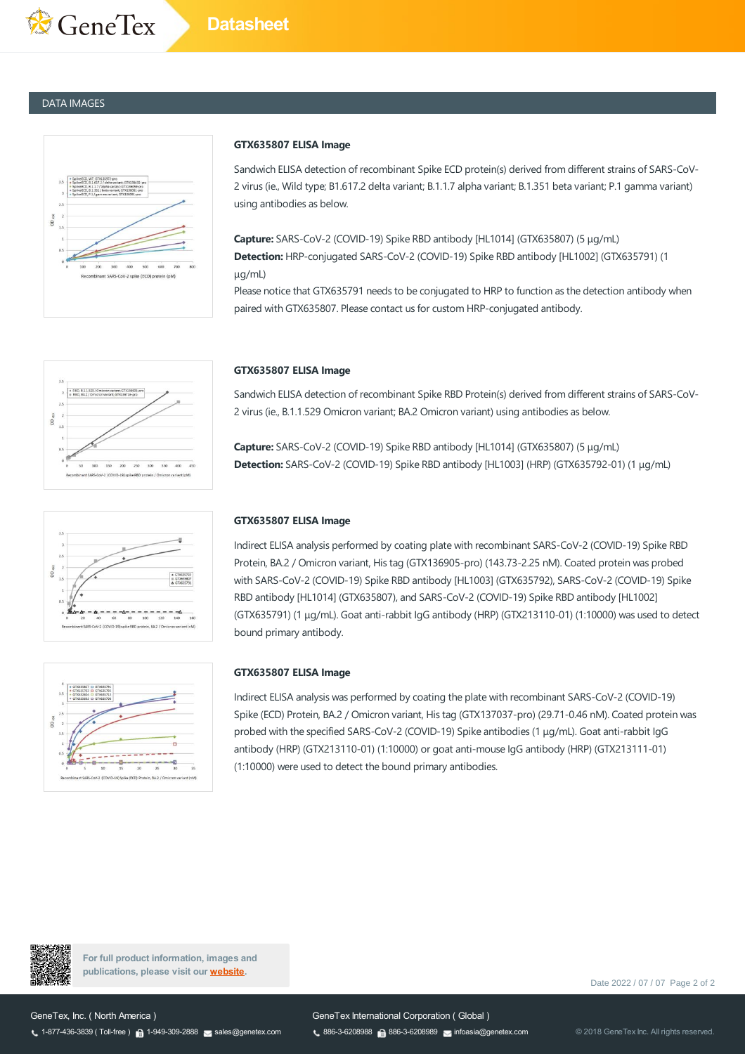## DATA IMAGES

### GTX635807 ELISA Image

Sandwich ELISA detection of recombinant Spike ECD protein(s) derived from different strains of SARS-CoV-2 virus (ie., Wild type; B1.617.2 delta variant; B.1.1.7 alpha variant; B.1.351 beta variant; P.1 gamma variant) using antibodies as below.

**Capture:** SARS-CoV-2 (COVID-19) Spike RBD antibody [HL1014] (GTX635807) (5 µg/mL)
**Detection:** HRP-conjugated SARS-CoV-2 (COVID-19) Spike RBD antibody [HL1002] (GTX635791) (1 µg/mL)
Please notice that GTX635791 needs to be conjugated to HRP to function as the detection antibody when paired with GTX635807. Please contact us for custom HRP-conjugated antibody.

### GTX635807 ELISA Image

Sandwich ELISA detection of recombinant Spike RBD Protein(s) derived from different strains of SARS-CoV-2 virus (ie., B.1.1.529 Omicron variant; BA.2 Omicron variant) using antibodies as below.

**Capture:** SARS-CoV-2 (COVID-19) Spike RBD antibody [HL1014] (GTX635807) (5 µg/mL)
**Detection:** SARS-CoV-2 (COVID-19) Spike RBD antibody [HL1003] (HRP) (GTX635792-01) (1 µg/mL)

### GTX635807 ELISA Image

Indirect ELISA analysis performed by coating plate with recombinant SARS-CoV-2 (COVID-19) Spike RBD Protein, BA.2 / Omicron variant, His tag (GTX136905-pro) (143.73-2.25 nM). Coated protein was probed with SARS-CoV-2 (COVID-19) Spike RBD antibody [HL1003] (GTX635792), SARS-CoV-2 (COVID-19) Spike RBD antibody [HL1014] (GTX635807), and SARS-CoV-2 (COVID-19) Spike RBD antibody [HL1002] (GTX635791) (1 µg/mL). Goat anti-rabbit IgG antibody (HRP) (GTX213110-01) (1:10000) was used to detect bound primary antibody.

### GTX635807 ELISA Image

Indirect ELISA analysis was performed by coating the plate with recombinant SARS-CoV-2 (COVID-19) Spike (ECD) Protein, BA.2 / Omicron variant, His tag (GTX137037-pro) (29.71-0.46 nM). Coated protein was probed with the specified SARS-CoV-2 (COVID-19) Spike antibodies (1 µg/mL). Goat anti-rabbit IgG antibody (HRP) (GTX213110-01) (1:10000) or goat anti-mouse IgG antibody (HRP) (GTX213111-01) (1:10000) were used to detect the bound primary antibodies.

For full product information, images and publications, please visit our website.

Date 2022 / 07 / 07

GeneTex, Inc. ( North America ) 1-877-436-3839 ( Toll-free ) 1-949-309-2888 sales@genetex.com

GeneTex International Corporation ( Global ) 886-3-6208988 886-3-6208989 infoasia@genetex.com

© 2018 GeneTex Inc. All rights reserved.